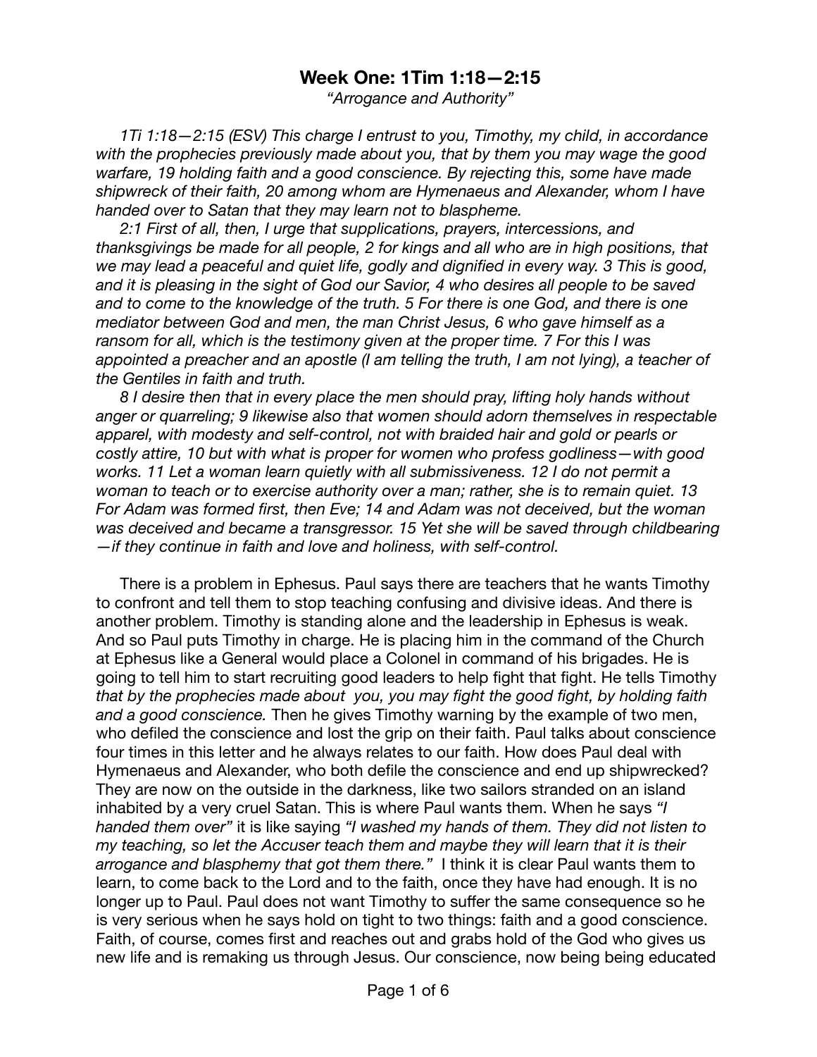# Week One: 1Tim 1:18—2:15

*"Arrogance and Authority"*

*1Ti 1:18—2:15 (ESV) This charge I entrust to you, Timothy, my child, in accordance with the prophecies previously made about you, that by them you may wage the good warfare, 19 holding faith and a good conscience. By rejecting this, some have made shipwreck of their faith, 20 among whom are Hymenaeus and Alexander, whom I have handed over to Satan that they may learn not to blaspheme.*

*2:1 First of all, then, I urge that supplications, prayers, intercessions, and thanksgivings be made for all people, 2 for kings and all who are in high positions, that we may lead a peaceful and quiet life, godly and dignified in every way. 3 This is good, and it is pleasing in the sight of God our Savior, 4 who desires all people to be saved and to come to the knowledge of the truth. 5 For there is one God, and there is one mediator between God and men, the man Christ Jesus, 6 who gave himself as a ransom for all, which is the testimony given at the proper time. 7 For this I was appointed a preacher and an apostle (I am telling the truth, I am not lying), a teacher of the Gentiles in faith and truth.*

*8 I desire then that in every place the men should pray, lifting holy hands without anger or quarreling; 9 likewise also that women should adorn themselves in respectable apparel, with modesty and self-control, not with braided hair and gold or pearls or costly attire, 10 but with what is proper for women who profess godliness—with good works. 11 Let a woman learn quietly with all submissiveness. 12 I do not permit a woman to teach or to exercise authority over a man; rather, she is to remain quiet. 13 For Adam was formed first, then Eve; 14 and Adam was not deceived, but the woman was deceived and became a transgressor. 15 Yet she will be saved through childbearing—if they continue in faith and love and holiness, with self-control.*

There is a problem in Ephesus. Paul says there are teachers that he wants Timothy to confront and tell them to stop teaching confusing and divisive ideas. And there is another problem. Timothy is standing alone and the leadership in Ephesus is weak. And so Paul puts Timothy in charge. He is placing him in the command of the Church at Ephesus like a General would place a Colonel in command of his brigades. He is going to tell him to start recruiting good leaders to help fight that fight. He tells Timothy *that by the prophecies made about you, you may fight the good fight, by holding faith and a good conscience.* Then he gives Timothy warning by the example of two men, who defiled the conscience and lost the grip on their faith. Paul talks about conscience four times in this letter and he always relates to our faith. How does Paul deal with Hymenaeus and Alexander, who both defile the conscience and end up shipwrecked? They are now on the outside in the darkness, like two sailors stranded on an island inhabited by a very cruel Satan. This is where Paul wants them. When he says *"I handed them over"* it is like saying *"I washed my hands of them. They did not listen to my teaching, so let the Accuser teach them and maybe they will learn that it is their arrogance and blasphemy that got them there."* I think it is clear Paul wants them to learn, to come back to the Lord and to the faith, once they have had enough. It is no longer up to Paul. Paul does not want Timothy to suffer the same consequence so he is very serious when he says hold on tight to two things: faith and a good conscience. Faith, of course, comes first and reaches out and grabs hold of the God who gives us new life and is remaking us through Jesus. Our conscience, now being being educated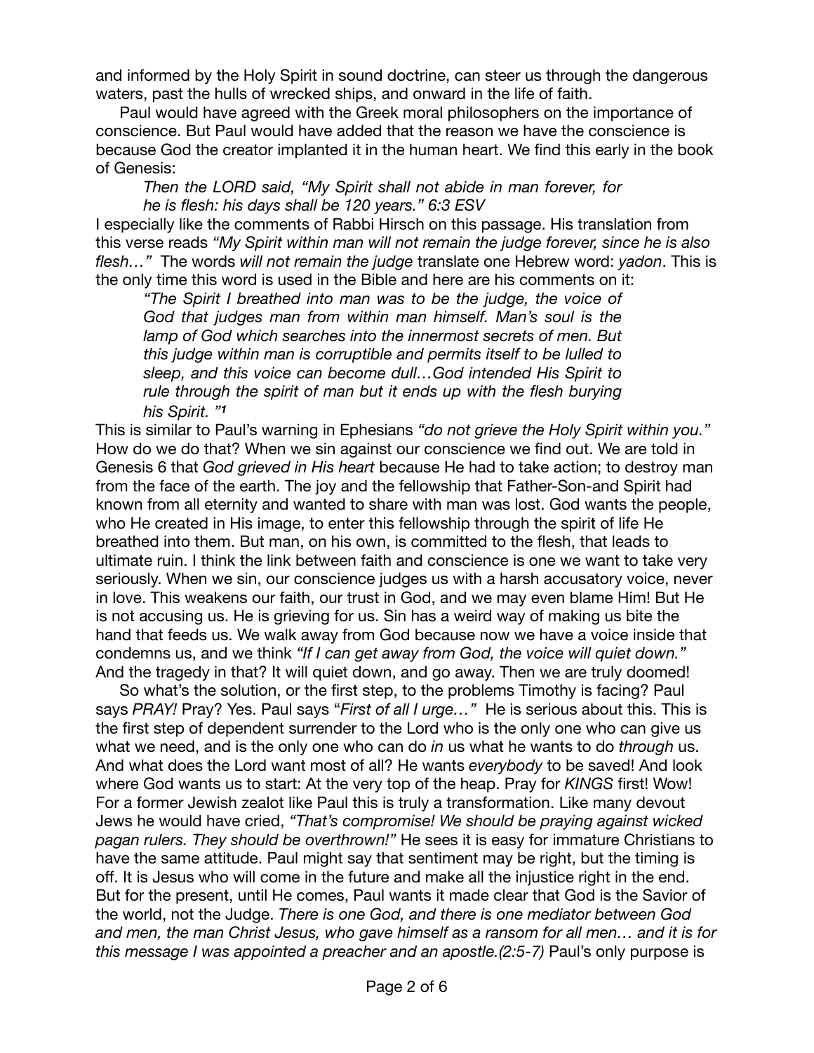and informed by the Holy Spirit in sound doctrine, can steer us through the dangerous waters, past the hulls of wrecked ships, and onward in the life of faith.

Paul would have agreed with the Greek moral philosophers on the importance of conscience. But Paul would have added that the reason we have the conscience is because God the creator implanted it in the human heart. We find this early in the book of Genesis:

> *Then the LORD said, "My Spirit shall not abide in man forever, for he is flesh: his days shall be 120 years." 6:3 ESV*

I especially like the comments of Rabbi Hirsch on this passage. His translation from this verse reads *"My Spirit within man will not remain the judge forever, since he is also flesh…"* The words *will not remain the judge* translate one Hebrew word: *yadon*. This is the only time this word is used in the Bible and here are his comments on it:

> *"The Spirit I breathed into man was to be the judge, the voice of God that judges man from within man himself. Man's soul is the lamp of God which searches into the innermost secrets of men. But this judge within man is corruptible and permits itself to be lulled to sleep, and this voice can become dull…God intended His Spirit to rule through the spirit of man but it ends up with the flesh burying his Spirit. "*[1]

This is similar to Paul's warning in Ephesians *"do not grieve the Holy Spirit within you."* How do we do that? When we sin against our conscience we find out. We are told in Genesis 6 that *God grieved in His heart* because He had to take action; to destroy man from the face of the earth. The joy and the fellowship that Father-Son-and Spirit had known from all eternity and wanted to share with man was lost. God wants the people, who He created in His image, to enter this fellowship through the spirit of life He breathed into them. But man, on his own, is committed to the flesh, that leads to ultimate ruin. I think the link between faith and conscience is one we want to take very seriously. When we sin, our conscience judges us with a harsh accusatory voice, never in love. This weakens our faith, our trust in God, and we may even blame Him! But He is not accusing us. He is grieving for us. Sin has a weird way of making us bite the hand that feeds us. We walk away from God because now we have a voice inside that condemns us, and we think *"If I can get away from God, the voice will quiet down."* And the tragedy in that? It will quiet down, and go away. Then we are truly doomed!

So what's the solution, or the first step, to the problems Timothy is facing? Paul says *PRAY!* Pray? Yes. Paul says "*First of all I urge…"* He is serious about this. This is the first step of dependent surrender to the Lord who is the only one who can give us what we need, and is the only one who can do *in* us what he wants to do *through* us. And what does the Lord want most of all? He wants *everybody* to be saved! And look where God wants us to start: At the very top of the heap. Pray for *KINGS* first! Wow! For a former Jewish zealot like Paul this is truly a transformation. Like many devout Jews he would have cried, *"That's compromise! We should be praying against wicked pagan rulers. They should be overthrown!"* He sees it is easy for immature Christians to have the same attitude. Paul might say that sentiment may be right, but the timing is off. It is Jesus who will come in the future and make all the injustice right in the end. But for the present, until He comes, Paul wants it made clear that God is the Savior of the world, not the Judge. *There is one God, and there is one mediator between God and men, the man Christ Jesus, who gave himself as a ransom for all men… and it is for this message I was appointed a preacher and an apostle.(2:5-7)* Paul's only purpose is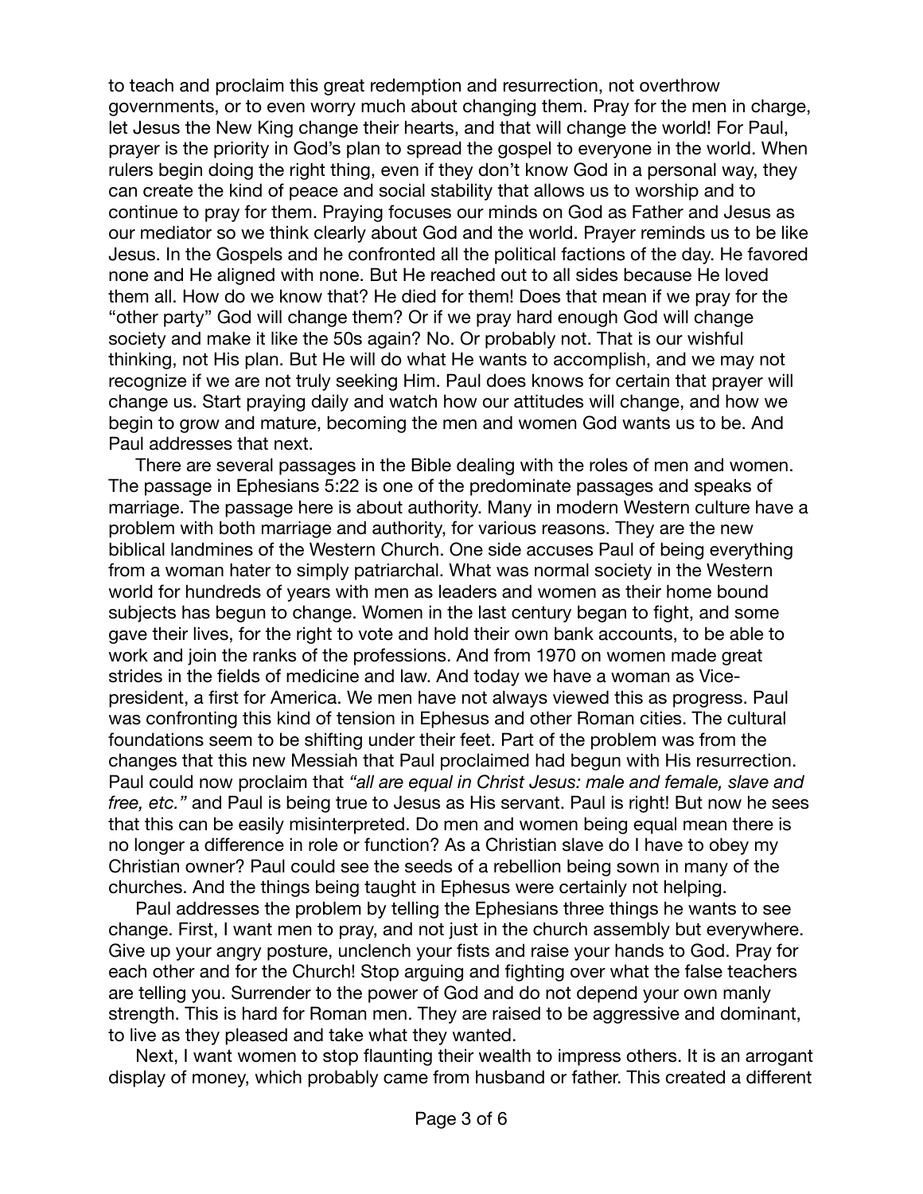to teach and proclaim this great redemption and resurrection, not overthrow governments, or to even worry much about changing them. Pray for the men in charge, let Jesus the New King change their hearts, and that will change the world! For Paul, prayer is the priority in God's plan to spread the gospel to everyone in the world. When rulers begin doing the right thing, even if they don't know God in a personal way, they can create the kind of peace and social stability that allows us to worship and to continue to pray for them. Praying focuses our minds on God as Father and Jesus as our mediator so we think clearly about God and the world. Prayer reminds us to be like Jesus. In the Gospels and he confronted all the political factions of the day. He favored none and He aligned with none. But He reached out to all sides because He loved them all. How do we know that? He died for them! Does that mean if we pray for the "other party" God will change them? Or if we pray hard enough God will change society and make it like the 50s again? No. Or probably not. That is our wishful thinking, not His plan. But He will do what He wants to accomplish, and we may not recognize if we are not truly seeking Him. Paul does knows for certain that prayer will change us. Start praying daily and watch how our attitudes will change, and how we begin to grow and mature, becoming the men and women God wants us to be. And Paul addresses that next.

There are several passages in the Bible dealing with the roles of men and women. The passage in Ephesians 5:22 is one of the predominate passages and speaks of marriage. The passage here is about authority. Many in modern Western culture have a problem with both marriage and authority, for various reasons. They are the new biblical landmines of the Western Church. One side accuses Paul of being everything from a woman hater to simply patriarchal. What was normal society in the Western world for hundreds of years with men as leaders and women as their home bound subjects has begun to change. Women in the last century began to fight, and some gave their lives, for the right to vote and hold their own bank accounts, to be able to work and join the ranks of the professions. And from 1970 on women made great strides in the fields of medicine and law. And today we have a woman as Vice-president, a first for America. We men have not always viewed this as progress. Paul was confronting this kind of tension in Ephesus and other Roman cities. The cultural foundations seem to be shifting under their feet. Part of the problem was from the changes that this new Messiah that Paul proclaimed had begun with His resurrection. Paul could now proclaim that *"all are equal in Christ Jesus: male and female, slave and free, etc."* and Paul is being true to Jesus as His servant. Paul is right! But now he sees that this can be easily misinterpreted. Do men and women being equal mean there is no longer a difference in role or function? As a Christian slave do I have to obey my Christian owner? Paul could see the seeds of a rebellion being sown in many of the churches. And the things being taught in Ephesus were certainly not helping.

Paul addresses the problem by telling the Ephesians three things he wants to see change. First, I want men to pray, and not just in the church assembly but everywhere. Give up your angry posture, unclench your fists and raise your hands to God. Pray for each other and for the Church! Stop arguing and fighting over what the false teachers are telling you. Surrender to the power of God and do not depend your own manly strength. This is hard for Roman men. They are raised to be aggressive and dominant, to live as they pleased and take what they wanted.

Next, I want women to stop flaunting their wealth to impress others. It is an arrogant display of money, which probably came from husband or father. This created a different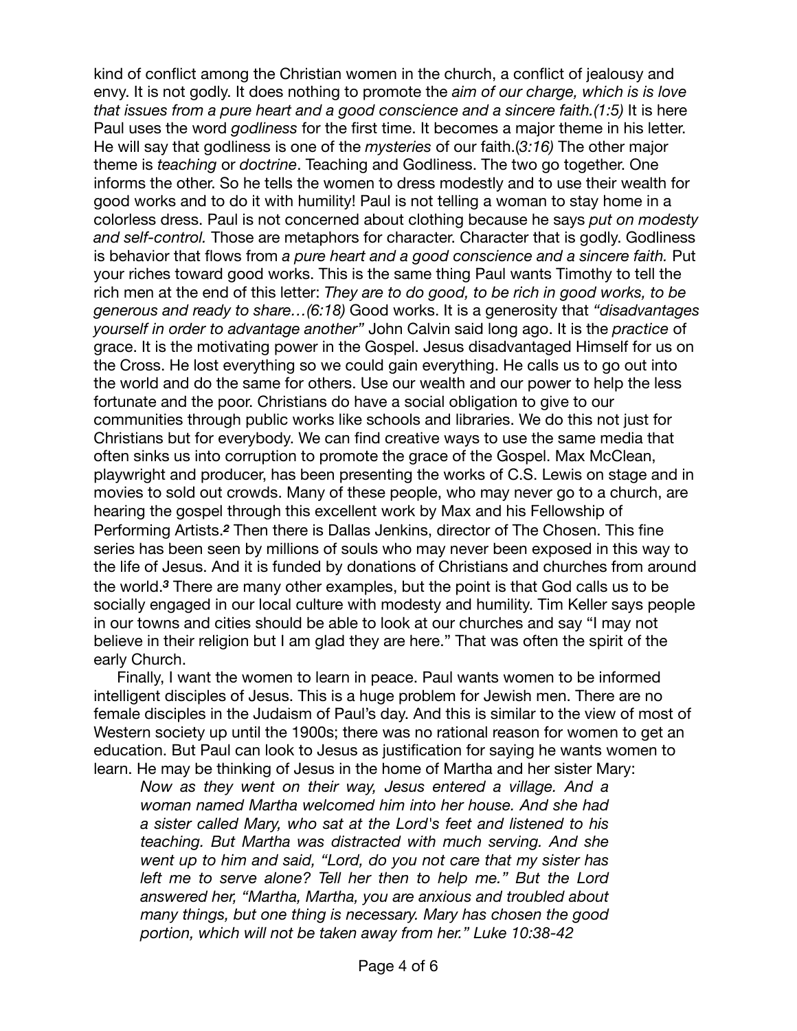kind of conflict among the Christian women in the church, a conflict of jealousy and envy. It is not godly. It does nothing to promote the *aim of our charge, which is is love that issues from a pure heart and a good conscience and a sincere faith.(1:5)* It is here Paul uses the word *godliness* for the first time. It becomes a major theme in his letter. He will say that godliness is one of the *mysteries* of our faith.(*3:16)* The other major theme is *teaching* or *doctrine*. Teaching and Godliness. The two go together. One informs the other. So he tells the women to dress modestly and to use their wealth for good works and to do it with humility! Paul is not telling a woman to stay home in a colorless dress. Paul is not concerned about clothing because he says *put on modesty and self-control.* Those are metaphors for character. Character that is godly. Godliness is behavior that flows from *a pure heart and a good conscience and a sincere faith.* Put your riches toward good works. This is the same thing Paul wants Timothy to tell the rich men at the end of this letter: *They are to do good, to be rich in good works, to be generous and ready to share…(6:18)* Good works. It is a generosity that *"disadvantages yourself in order to advantage another"* John Calvin said long ago. It is the *practice* of grace. It is the motivating power in the Gospel. Jesus disadvantaged Himself for us on the Cross. He lost everything so we could gain everything. He calls us to go out into the world and do the same for others. Use our wealth and our power to help the less fortunate and the poor. Christians do have a social obligation to give to our communities through public works like schools and libraries. We do this not just for Christians but for everybody. We can find creative ways to use the same media that often sinks us into corruption to promote the grace of the Gospel. Max McClean, playwright and producer, has been presenting the works of C.S. Lewis on stage and in movies to sold out crowds. Many of these people, who may never go to a church, are hearing the gospel through this excellent work by Max and his Fellowship of Performing Artists.[2] Then there is Dallas Jenkins, director of The Chosen. This fine series has been seen by millions of souls who may never been exposed in this way to the life of Jesus. And it is funded by donations of Christians and churches from around the world.[3] There are many other examples, but the point is that God calls us to be socially engaged in our local culture with modesty and humility. Tim Keller says people in our towns and cities should be able to look at our churches and say "I may not believe in their religion but I am glad they are here." That was often the spirit of the early Church.

Finally, I want the women to learn in peace. Paul wants women to be informed intelligent disciples of Jesus. This is a huge problem for Jewish men. There are no female disciples in the Judaism of Paul's day. And this is similar to the view of most of Western society up until the 1900s; there was no rational reason for women to get an education. But Paul can look to Jesus as justification for saying he wants women to learn. He may be thinking of Jesus in the home of Martha and her sister Mary:

> *Now as they went on their way, Jesus entered a village. And a woman named Martha welcomed him into her house. And she had a sister called Mary, who sat at the Lord's feet and listened to his teaching. But Martha was distracted with much serving. And she went up to him and said, "Lord, do you not care that my sister has left me to serve alone? Tell her then to help me." But the Lord answered her, "Martha, Martha, you are anxious and troubled about many things, but one thing is necessary. Mary has chosen the good portion, which will not be taken away from her." Luke 10:38-42*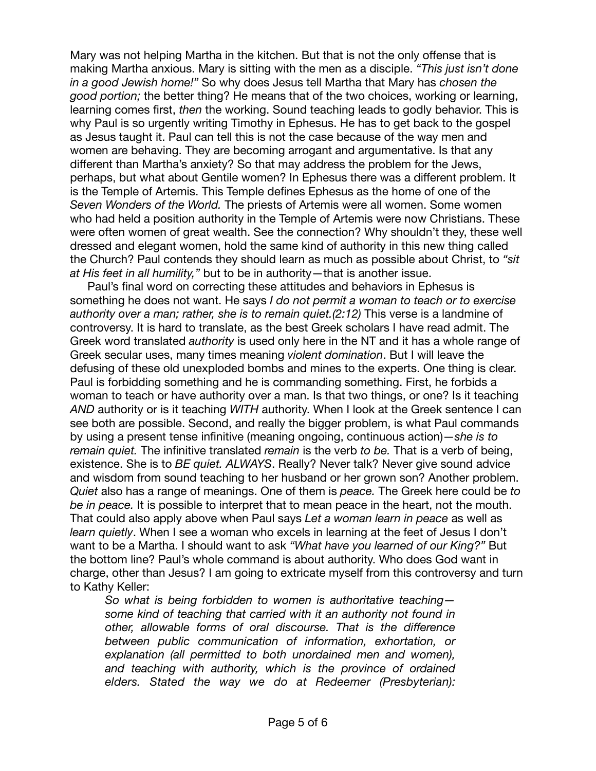Mary was not helping Martha in the kitchen. But that is not the only offense that is making Martha anxious. Mary is sitting with the men as a disciple. *"This just isn't done in a good Jewish home!"* So why does Jesus tell Martha that Mary has *chosen the good portion;* the better thing? He means that of the two choices, working or learning, learning comes first, *then* the working. Sound teaching leads to godly behavior. This is why Paul is so urgently writing Timothy in Ephesus. He has to get back to the gospel as Jesus taught it. Paul can tell this is not the case because of the way men and women are behaving. They are becoming arrogant and argumentative. Is that any different than Martha's anxiety? So that may address the problem for the Jews, perhaps, but what about Gentile women? In Ephesus there was a different problem. It is the Temple of Artemis. This Temple defines Ephesus as the home of one of the *Seven Wonders of the World.* The priests of Artemis were all women. Some women who had held a position authority in the Temple of Artemis were now Christians. These were often women of great wealth. See the connection? Why shouldn't they, these well dressed and elegant women, hold the same kind of authority in this new thing called the Church? Paul contends they should learn as much as possible about Christ, to *"sit at His feet in all humility,"* but to be in authority—that is another issue.

Paul's final word on correcting these attitudes and behaviors in Ephesus is something he does not want. He says *I do not permit a woman to teach or to exercise authority over a man; rather, she is to remain quiet.(2:12)* This verse is a landmine of controversy. It is hard to translate, as the best Greek scholars I have read admit. The Greek word translated *authority* is used only here in the NT and it has a whole range of Greek secular uses, many times meaning *violent domination*. But I will leave the defusing of these old unexploded bombs and mines to the experts. One thing is clear. Paul is forbidding something and he is commanding something. First, he forbids a woman to teach or have authority over a man. Is that two things, or one? Is it teaching *AND* authority or is it teaching *WITH* authority. When I look at the Greek sentence I can see both are possible. Second, and really the bigger problem, is what Paul commands by using a present tense infinitive (meaning ongoing, continuous action)—*she is to remain quiet.* The infinitive translated *remain* is the verb *to be.* That is a verb of being, existence. She is to *BE quiet. ALWAYS*. Really? Never talk? Never give sound advice and wisdom from sound teaching to her husband or her grown son? Another problem. *Quiet* also has a range of meanings. One of them is *peace.* The Greek here could be *to be in peace.* It is possible to interpret that to mean peace in the heart, not the mouth. That could also apply above when Paul says *Let a woman learn in peace* as well as *learn quietly*. When I see a woman who excels in learning at the feet of Jesus I don't want to be a Martha. I should want to ask *"What have you learned of our King?"* But the bottom line? Paul's whole command is about authority. Who does God want in charge, other than Jesus? I am going to extricate myself from this controversy and turn to Kathy Keller:

> *So what is being forbidden to women is authoritative teaching—some kind of teaching that carried with it an authority not found in other, allowable forms of oral discourse. That is the difference between public communication of information, exhortation, or explanation (all permitted to both unordained men and women), and teaching with authority, which is the province of ordained elders. Stated the way we do at Redeemer (Presbyterian):*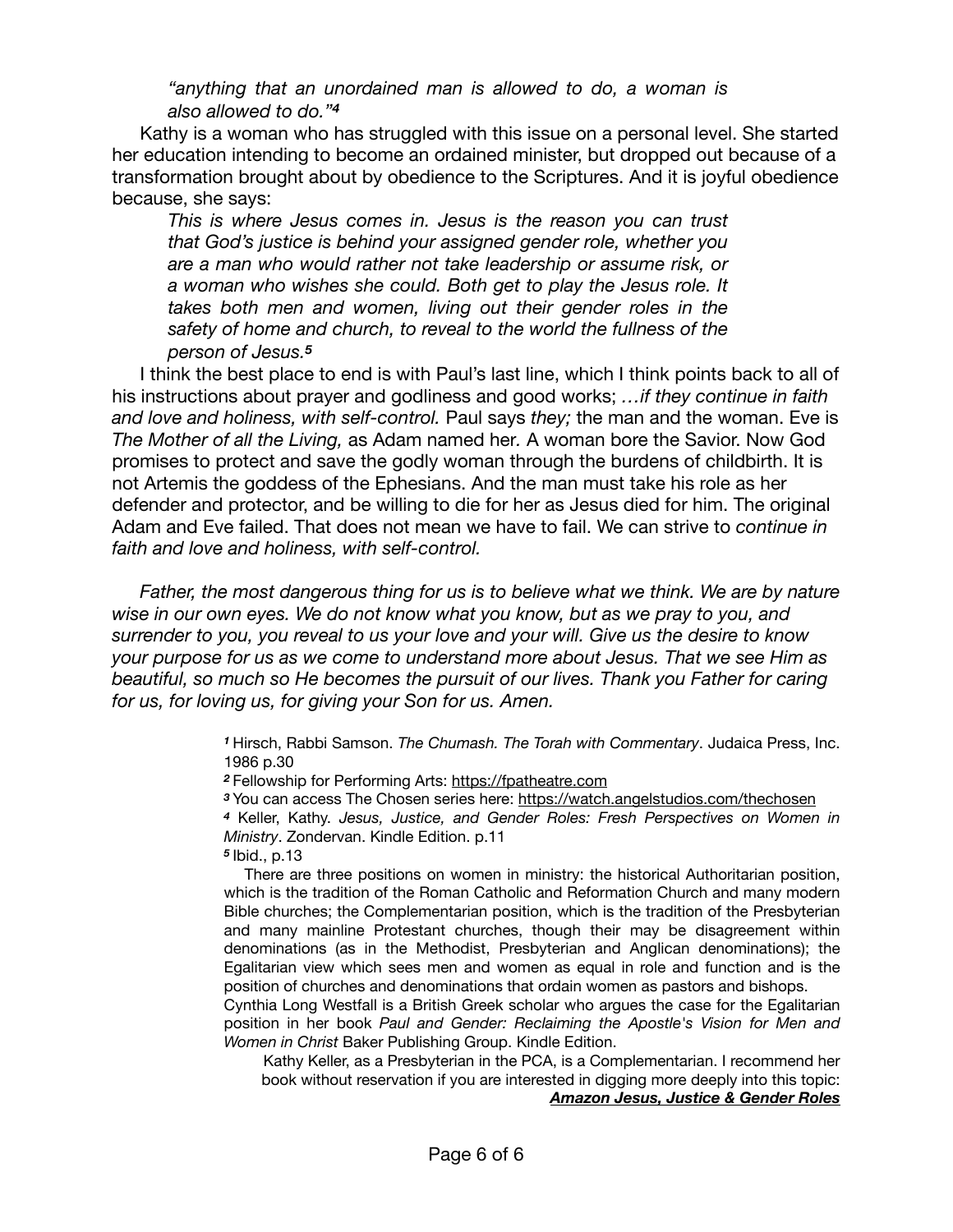> *"anything that an unordained man is allowed to do, a woman is also allowed to do."*[4]

Kathy is a woman who has struggled with this issue on a personal level. She started her education intending to become an ordained minister, but dropped out because of a transformation brought about by obedience to the Scriptures. And it is joyful obedience because, she says:

> *This is where Jesus comes in. Jesus is the reason you can trust that God's justice is behind your assigned gender role, whether you are a man who would rather not take leadership or assume risk, or a woman who wishes she could. Both get to play the Jesus role. It takes both men and women, living out their gender roles in the safety of home and church, to reveal to the world the fullness of the person of Jesus.*[5]

I think the best place to end is with Paul's last line, which I think points back to all of his instructions about prayer and godliness and good works; *…if they continue in faith and love and holiness, with self-control.* Paul says *they;* the man and the woman. Eve is *The Mother of all the Living,* as Adam named her. A woman bore the Savior. Now God promises to protect and save the godly woman through the burdens of childbirth. It is not Artemis the goddess of the Ephesians. And the man must take his role as her defender and protector, and be willing to die for her as Jesus died for him. The original Adam and Eve failed. That does not mean we have to fail. We can strive to *continue in faith and love and holiness, with self-control.*

*Father, the most dangerous thing for us is to believe what we think. We are by nature wise in our own eyes. We do not know what you know, but as we pray to you, and surrender to you, you reveal to us your love and your will. Give us the desire to know your purpose for us as we come to understand more about Jesus. That we see Him as beautiful, so much so He becomes the pursuit of our lives. Thank you Father for caring for us, for loving us, for giving your Son for us. Amen.*

---

[1] Hirsch, Rabbi Samson. *The Chumash. The Torah with Commentary*. Judaica Press, Inc. 1986 p.30

[2] Fellowship for Performing Arts: https://fpatheatre.com

[3] You can access The Chosen series here: https://watch.angelstudios.com/thechosen

[4] Keller, Kathy. *Jesus, Justice, and Gender Roles: Fresh Perspectives on Women in Ministry*. Zondervan. Kindle Edition. p.11

[5] Ibid., p.13

There are three positions on women in ministry: the historical Authoritarian position, which is the tradition of the Roman Catholic and Reformation Church and many modern Bible churches; the Complementarian position, which is the tradition of the Presbyterian and many mainline Protestant churches, though their may be disagreement within denominations (as in the Methodist, Presbyterian and Anglican denominations); the Egalitarian view which sees men and women as equal in role and function and is the position of churches and denominations that ordain women as pastors and bishops.

Cynthia Long Westfall is a British Greek scholar who argues the case for the Egalitarian position in her book *Paul and Gender: Reclaiming the Apostle's Vision for Men and Women in Christ* Baker Publishing Group. Kindle Edition.

Kathy Keller, as a Presbyterian in the PCA, is a Complementarian. I recommend her book without reservation if you are interested in digging more deeply into this topic: ***Amazon Jesus, Justice & Gender Roles***